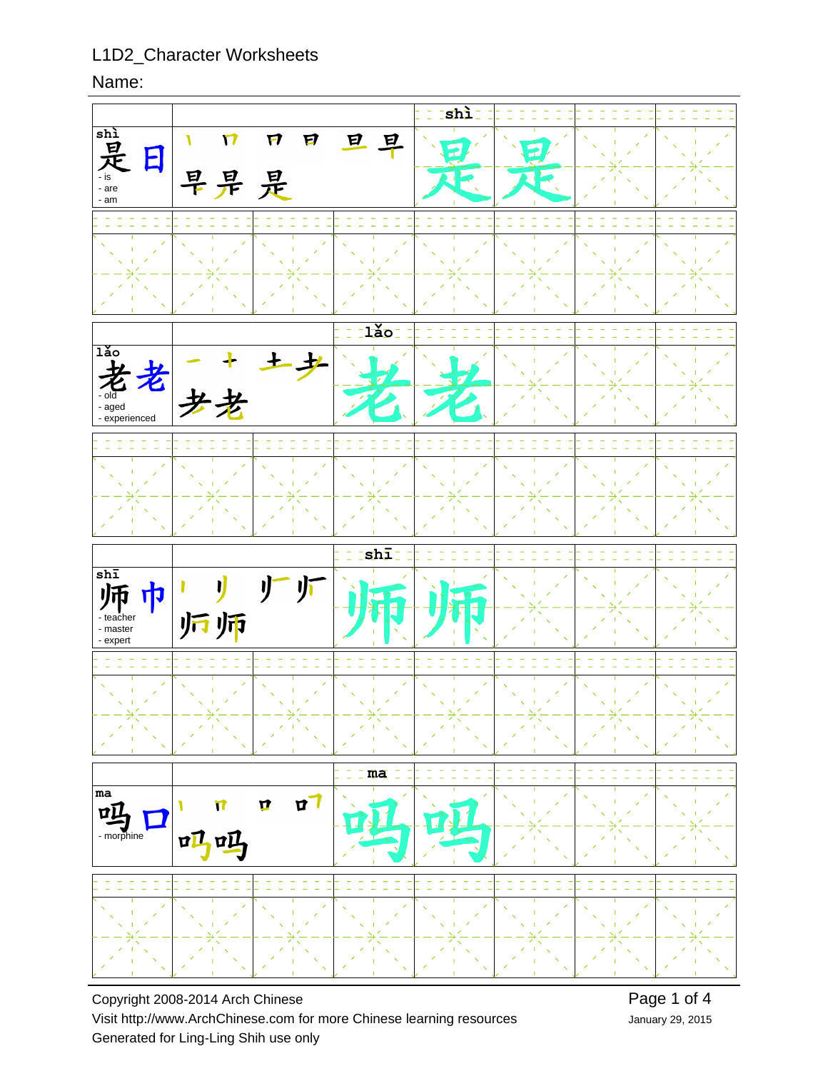# L1D2_Character Worksheets

Name:

| Character | Stroke order | Practice |
|---|---|---|
| shì<br>是 日<br>- is<br>- are<br>- am | 是 (stroke order) | shì 是 是 |
| lǎo<br>老 老<br>- old<br>- aged<br>- experienced | 老 (stroke order) | lǎo 老 老 |
| shī<br>师 巾<br>- teacher<br>- master<br>- expert | 师 (stroke order) | shī 师 师 |
| ma<br>吗 口<br>- morphine | 吗 (stroke order) | ma 吗 吗 |

Copyright 2008-2014 Arch Chinese

Visit http://www.ArchChinese.com for more Chinese learning resources

Generated for Ling-Ling Shih use only

January 29, 2015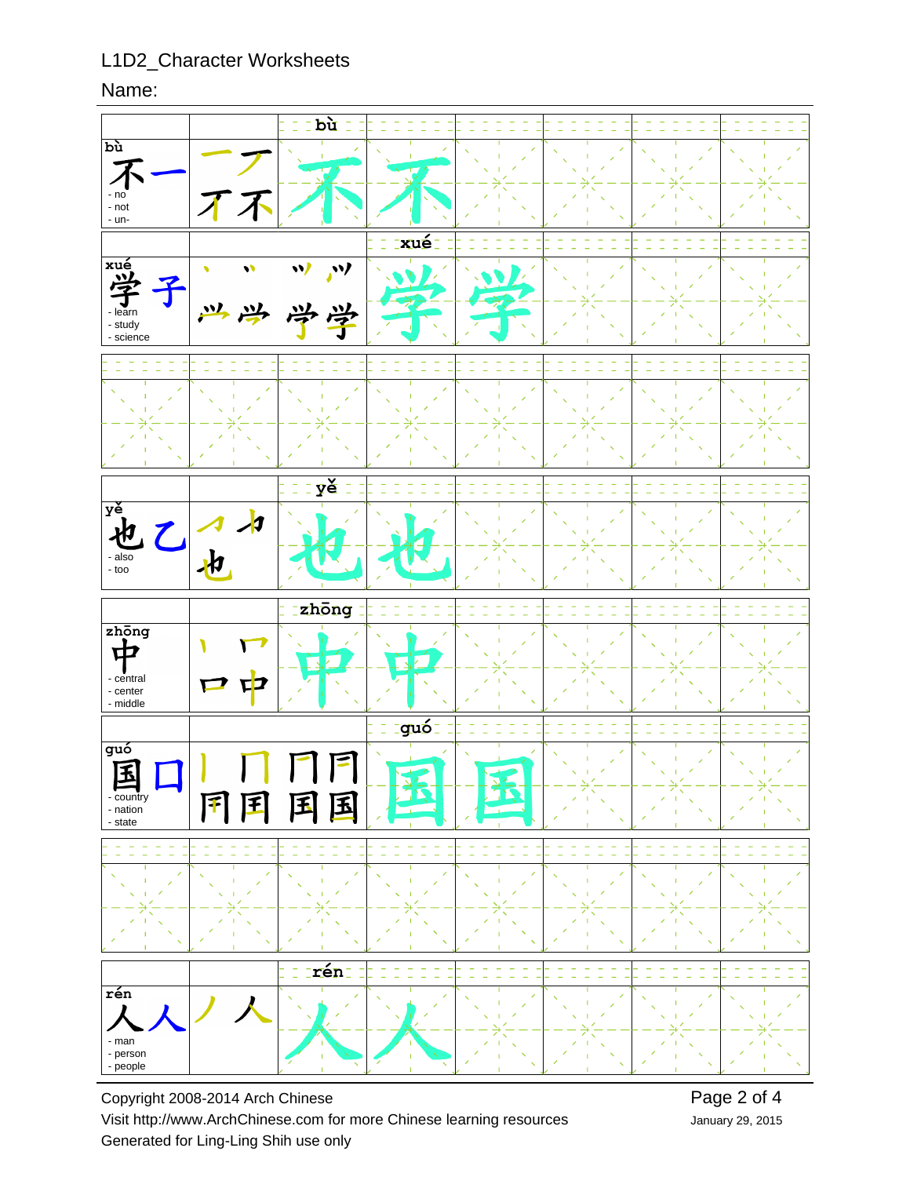L1D2_Character Worksheets

Name:

| Character | Stroke order | Practice | |
|---|---|---|---|
| bù 不 一 - no - not - un- | 一 ア 不 不 | bù 不 | 不 |
| xué 学 子 - learn - study - science | 丶 丷 丷丶 丷丷 ⺍ 𭕄 学 学 | | xué 学 学 |
| | | | |
| yě 也 乙 - also - too | ㇆ 乜 也 | yě 也 | 也 |
| zhōng 中 - central - center - middle | 丨 ㄇ 口 中 | zhōng 中 | 中 |
| guó 国 口 - country - nation - state | 丨 冂 冂 円 冃 囯 国 国 | | guó 国 国 |
| | | | |
| rén 人 人 - man - person - people | 丿 人 | rén 人 | 人 |

Copyright 2008-2014 Arch Chinese

Visit http://www.ArchChinese.com for more Chinese learning resources

Generated for Ling-Ling Shih use only

January 29, 2015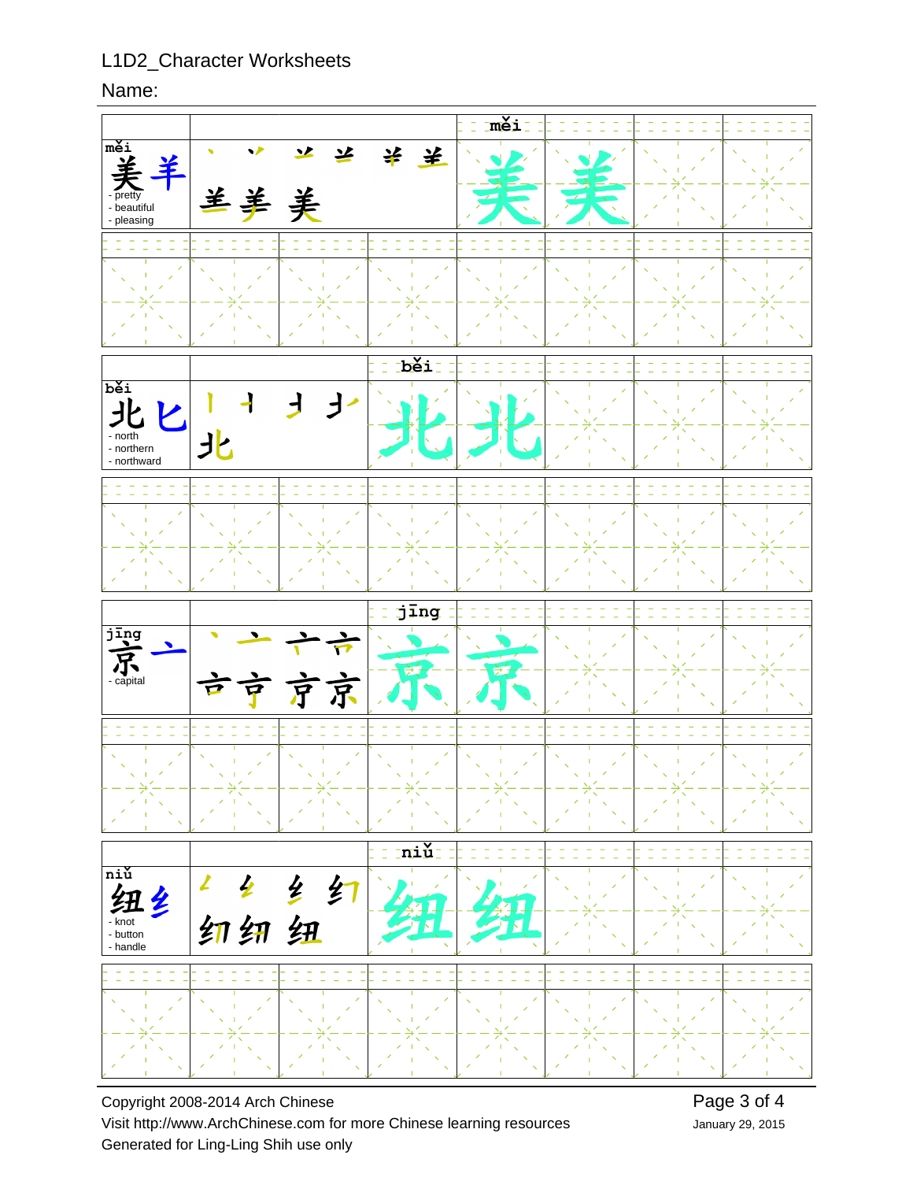L1D2_Character Worksheets

Name:

| měi 美 羊 - pretty - beautiful - pleasing | 丶 丷 丷 䒑 ⺷ ⺷ 羊 𦍌 美 | měi 美 | 美 | | | |
|---|---|---|---|---|---|---|
| | | | | | | |

| běi 北 匕 - north - northern - northward | 丨 丬 丬 丬 北 | běi 北 | 北 | | | |
|---|---|---|---|---|---|---|
| | | | | | | |

| jīng 京 亠 - capital | 丶 亠 亠 亠 亠 亠 亠 京 | jīng 京 | 京 | | | |
|---|---|---|---|---|---|---|
| | | | | | | |

| niǔ 纽 纟 - knot - button - handle | 𠃋 纟 纟 纟 纫 纫 纽 | niǔ 纽 | 纽 | | | |
|---|---|---|---|---|---|---|
| | | | | | | |

Copyright 2008-2014 Arch Chinese

Visit http://www.ArchChinese.com for more Chinese learning resources

Generated for Ling-Ling Shih use only

January 29, 2015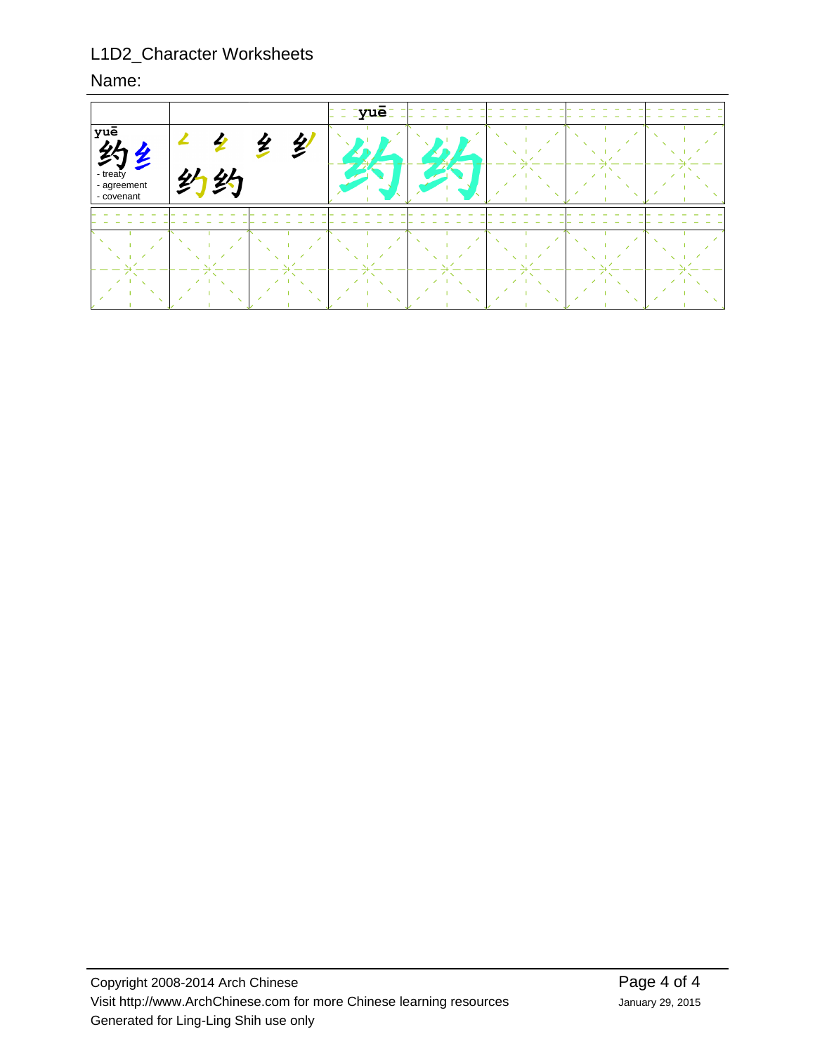L1D2_Character Worksheets

Name:

| | | | | | | |
|---|---|---|---|---|---|---|
| yuē 约 纟 - treaty - agreement - covenant | 纟 纟 纟 约 约 约 | yuē 约 | 约 | | | |
| | | | | | | |

Copyright 2008-2014 Arch Chinese

Visit http://www.ArchChinese.com for more Chinese learning resources

Generated for Ling-Ling Shih use only

January 29, 2015